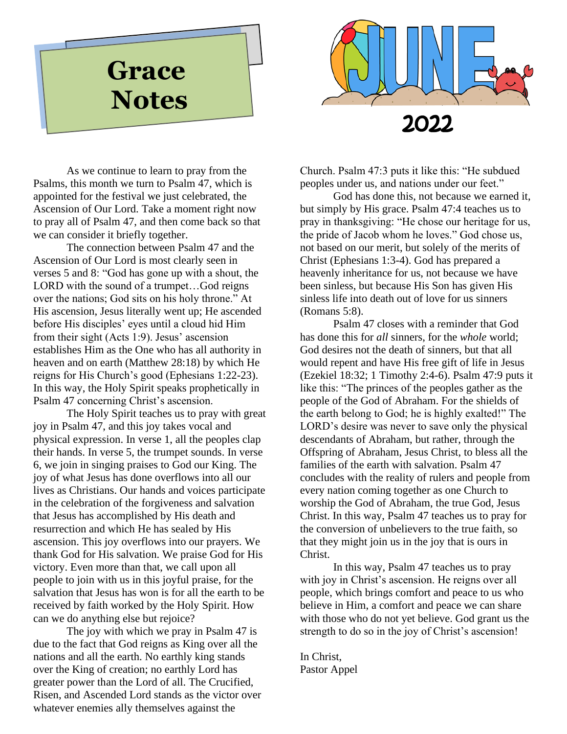# Grace Notes

# JUNE 2022

As we continue to learn to pray from the Psalms, this month we turn to Psalm 47, which is appointed for the festival we just celebrated, the Ascension of Our Lord. Take a moment right now to pray all of Psalm 47, and then come back so that we can consider it briefly together.

The connection between Psalm 47 and the Ascension of Our Lord is most clearly seen in verses 5 and 8: "God has gone up with a shout, the LORD with the sound of a trumpet…God reigns over the nations; God sits on his holy throne." At His ascension, Jesus literally went up; He ascended before His disciples' eyes until a cloud hid Him from their sight (Acts 1:9). Jesus' ascension establishes Him as the One who has all authority in heaven and on earth (Matthew 28:18) by which He reigns for His Church's good (Ephesians 1:22-23). In this way, the Holy Spirit speaks prophetically in Psalm 47 concerning Christ's ascension.

The Holy Spirit teaches us to pray with great joy in Psalm 47, and this joy takes vocal and physical expression. In verse 1, all the peoples clap their hands. In verse 5, the trumpet sounds. In verse 6, we join in singing praises to God our King. The joy of what Jesus has done overflows into all our lives as Christians. Our hands and voices participate in the celebration of the forgiveness and salvation that Jesus has accomplished by His death and resurrection and which He has sealed by His ascension. This joy overflows into our prayers. We thank God for His salvation. We praise God for His victory. Even more than that, we call upon all people to join with us in this joyful praise, for the salvation that Jesus has won is for all the earth to be received by faith worked by the Holy Spirit. How can we do anything else but rejoice?

The joy with which we pray in Psalm 47 is due to the fact that God reigns as King over all the nations and all the earth. No earthly king stands over the King of creation; no earthly Lord has greater power than the Lord of all. The Crucified, Risen, and Ascended Lord stands as the victor over whatever enemies ally themselves against the Church. Psalm 47:3 puts it like this: "He subdued peoples under us, and nations under our feet."

God has done this, not because we earned it, but simply by His grace. Psalm 47:4 teaches us to pray in thanksgiving: "He chose our heritage for us, the pride of Jacob whom he loves." God chose us, not based on our merit, but solely of the merits of Christ (Ephesians 1:3-4). God has prepared a heavenly inheritance for us, not because we have been sinless, but because His Son has given His sinless life into death out of love for us sinners (Romans 5:8).

Psalm 47 closes with a reminder that God has done this for *all* sinners, for the *whole* world; God desires not the death of sinners, but that all would repent and have His free gift of life in Jesus (Ezekiel 18:32; 1 Timothy 2:4-6). Psalm 47:9 puts it like this: "The princes of the peoples gather as the people of the God of Abraham. For the shields of the earth belong to God; he is highly exalted!" The LORD's desire was never to save only the physical descendants of Abraham, but rather, through the Offspring of Abraham, Jesus Christ, to bless all the families of the earth with salvation. Psalm 47 concludes with the reality of rulers and people from every nation coming together as one Church to worship the God of Abraham, the true God, Jesus Christ. In this way, Psalm 47 teaches us to pray for the conversion of unbelievers to the true faith, so that they might join us in the joy that is ours in Christ.

In this way, Psalm 47 teaches us to pray with joy in Christ's ascension. He reigns over all people, which brings comfort and peace to us who believe in Him, a comfort and peace we can share with those who do not yet believe. God grant us the strength to do so in the joy of Christ's ascension!

In Christ,
Pastor Appel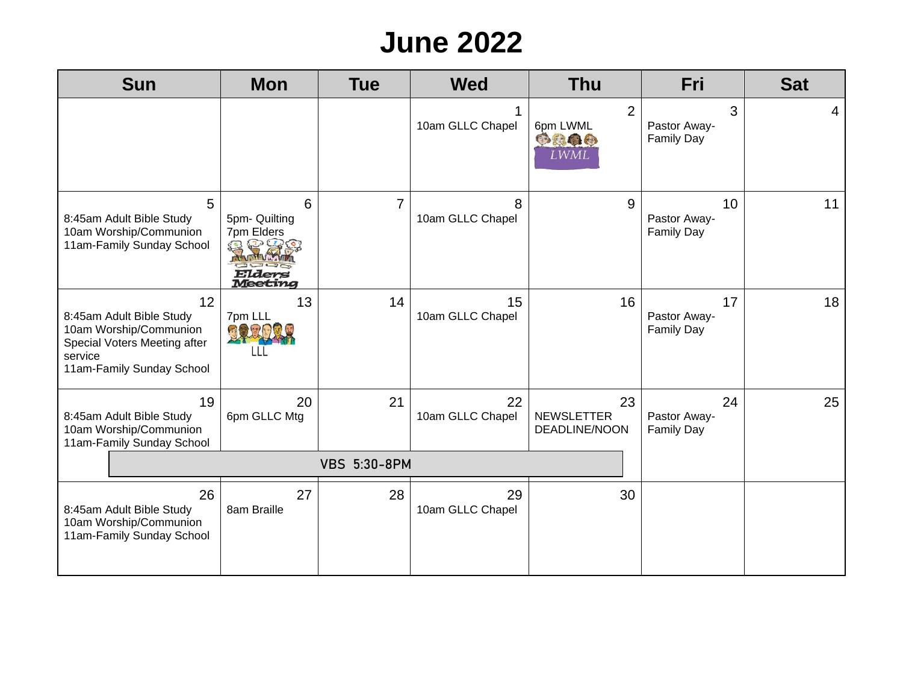# June 2022

| Sun | Mon | Tue | Wed | Thu | Fri | Sat |
|---|---|---|---|---|---|---|
| | | | 1<br>10am GLLC Chapel | 2<br>6pm LWML<br>LWML | 3<br>Pastor Away-Family Day | 4 |
| 5<br>8:45am Adult Bible Study<br>10am Worship/Communion<br>11am-Family Sunday School | 6<br>5pm- Quilting<br>7pm Elders<br>Elders Meeting | 7 | 8<br>10am GLLC Chapel | 9 | 10<br>Pastor Away-Family Day | 11 |
| 12<br>8:45am Adult Bible Study<br>10am Worship/Communion<br>Special Voters Meeting after service<br>11am-Family Sunday School | 13<br>7pm LLL<br>LLL | 14 | 15<br>10am GLLC Chapel | 16 | 17<br>Pastor Away-Family Day | 18 |
| 19<br>8:45am Adult Bible Study<br>10am Worship/Communion<br>11am-Family Sunday School | 20<br>6pm GLLC Mtg | 21 | 22<br>10am GLLC Chapel | 23<br>NEWSLETTER DEADLINE/NOON | 24<br>Pastor Away-Family Day | 25 |
| | VBS 5:30-8PM | VBS 5:30-8PM | VBS 5:30-8PM | VBS 5:30-8PM | | |
| 26<br>8:45am Adult Bible Study<br>10am Worship/Communion<br>11am-Family Sunday School | 27<br>8am Braille | 28 | 29<br>10am GLLC Chapel | 30 | | |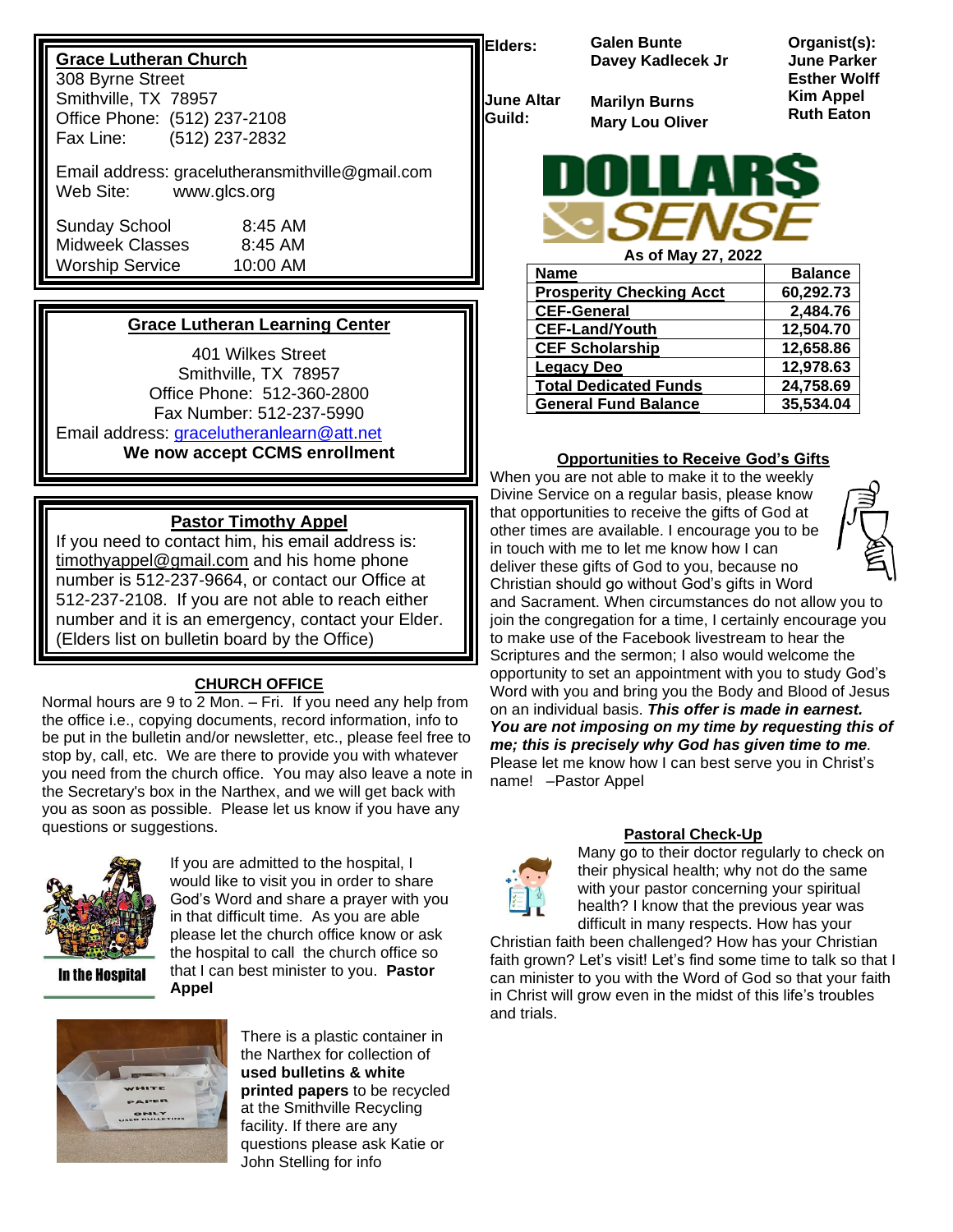**Grace Lutheran Church**
308 Byrne Street
Smithville, TX 78957
Office Phone: (512) 237-2108
Fax Line: (512) 237-2832

Email address: gracelutheransmithville@gmail.com
Web Site: www.glcs.org

| | |
|---|---|
| Sunday School | 8:45 AM |
| Midweek Classes | 8:45 AM |
| Worship Service | 10:00 AM |

**Grace Lutheran Learning Center**

401 Wilkes Street
Smithville, TX 78957
Office Phone: 512-360-2800
Fax Number: 512-237-5990
Email address: gracelutheranlearn@att.net
**We now accept CCMS enrollment**

**Pastor Timothy Appel**

If you need to contact him, his email address is: timothyappel@gmail.com and his home phone number is 512-237-9664, or contact our Office at 512-237-2108. If you are not able to reach either number and it is an emergency, contact your Elder. (Elders list on bulletin board by the Office)

**CHURCH OFFICE**

Normal hours are 9 to 2 Mon. – Fri. If you need any help from the office i.e., copying documents, record information, info to be put in the bulletin and/or newsletter, etc., please feel free to stop by, call, etc. We are there to provide you with whatever you need from the church office. You may also leave a note in the Secretary's box in the Narthex, and we will get back with you as soon as possible. Please let us know if you have any questions or suggestions.

**In the Hospital**

If you are admitted to the hospital, I would like to visit you in order to share God's Word and share a prayer with you in that difficult time. As you are able please let the church office know or ask the hospital to call the church office so that I can best minister to you. **Pastor Appel**

There is a plastic container in the Narthex for collection of **used bulletins & white printed papers** to be recycled at the Smithville Recycling facility. If there are any questions please ask Katie or John Stelling for info

**Elders:** **Galen Bunte**, **Davey Kadlecek Jr**

**June Altar Guild:** **Marilyn Burns**, **Mary Lou Oliver**

**Organist(s):** **June Parker**, **Esther Wolff**, **Kim Appel**, **Ruth Eaton**

**DOLLARS SENSE**

**As of May 27, 2022**

| Name | Balance |
|---|---|
| Prosperity Checking Acct | 60,292.73 |
| CEF-General | 2,484.76 |
| CEF-Land/Youth | 12,504.70 |
| CEF Scholarship | 12,658.86 |
| Legacy Deo | 12,978.63 |
| Total Dedicated Funds | 24,758.69 |
| General Fund Balance | 35,534.04 |

**Opportunities to Receive God's Gifts**

When you are not able to make it to the weekly Divine Service on a regular basis, please know that opportunities to receive the gifts of God at other times are available. I encourage you to be in touch with me to let me know how I can deliver these gifts of God to you, because no Christian should go without God's gifts in Word and Sacrament. When circumstances do not allow you to join the congregation for a time, I certainly encourage you to make use of the Facebook livestream to hear the Scriptures and the sermon; I also would welcome the opportunity to set an appointment with you to study God's Word with you and bring you the Body and Blood of Jesus on an individual basis. ***This offer is made in earnest. You are not imposing on my time by requesting this of me; this is precisely why God has given time to me***. Please let me know how I can best serve you in Christ's name! –Pastor Appel

**Pastoral Check-Up**

Many go to their doctor regularly to check on their physical health; why not do the same with your pastor concerning your spiritual health? I know that the previous year was difficult in many respects. How has your Christian faith been challenged? How has your Christian faith grown? Let's visit! Let's find some time to talk so that I can minister to you with the Word of God so that your faith in Christ will grow even in the midst of this life's troubles and trials.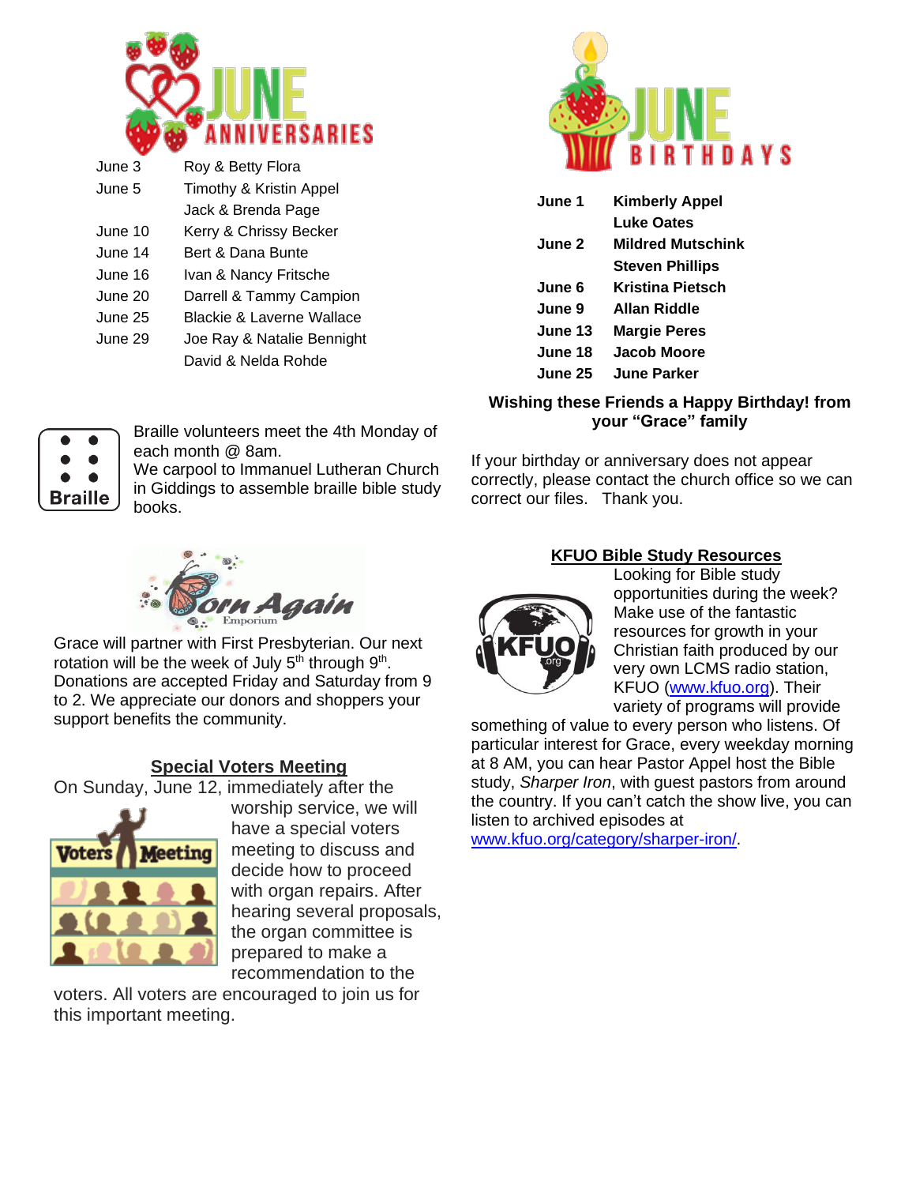## June Anniversaries

| | |
|---|---|
| June 3 | Roy & Betty Flora |
| June 5 | Timothy & Kristin Appel |
| | Jack & Brenda Page |
| June 10 | Kerry & Chrissy Becker |
| June 14 | Bert & Dana Bunte |
| June 16 | Ivan & Nancy Fritsche |
| June 20 | Darrell & Tammy Campion |
| June 25 | Blackie & Laverne Wallace |
| June 29 | Joe Ray & Natalie Bennight |
| | David & Nelda Rohde |

## June Birthdays

| | |
|---|---|
| **June 1** | **Kimberly Appel** |
| | **Luke Oates** |
| **June 2** | **Mildred Mutschink** |
| | **Steven Phillips** |
| **June 6** | **Kristina Pietsch** |
| **June 9** | **Allan Riddle** |
| **June 13** | **Margie Peres** |
| **June 18** | **Jacob Moore** |
| **June 25** | **June Parker** |

**Wishing these Friends a Happy Birthday! from your "Grace" family**

If your birthday or anniversary does not appear correctly, please contact the church office so we can correct our files. Thank you.

Braille

Braille volunteers meet the 4th Monday of each month @ 8am.
We carpool to Immanuel Lutheran Church in Giddings to assemble braille bible study books.

Born Again Emporium

Grace will partner with First Presbyterian. Our next rotation will be the week of July 5th through 9th. Donations are accepted Friday and Saturday from 9 to 2. We appreciate our donors and shoppers your support benefits the community.

**Special Voters Meeting**

On Sunday, June 12, immediately after the worship service, we will have a special voters meeting to discuss and decide how to proceed with organ repairs. After hearing several proposals, the organ committee is prepared to make a recommendation to the voters. All voters are encouraged to join us for this important meeting.

**KFUO Bible Study Resources**

Looking for Bible study opportunities during the week? Make use of the fantastic resources for growth in your Christian faith produced by our very own LCMS radio station, KFUO (www.kfuo.org). Their variety of programs will provide something of value to every person who listens. Of particular interest for Grace, every weekday morning at 8 AM, you can hear Pastor Appel host the Bible study, *Sharper Iron*, with guest pastors from around the country. If you can't catch the show live, you can listen to archived episodes at www.kfuo.org/category/sharper-iron/.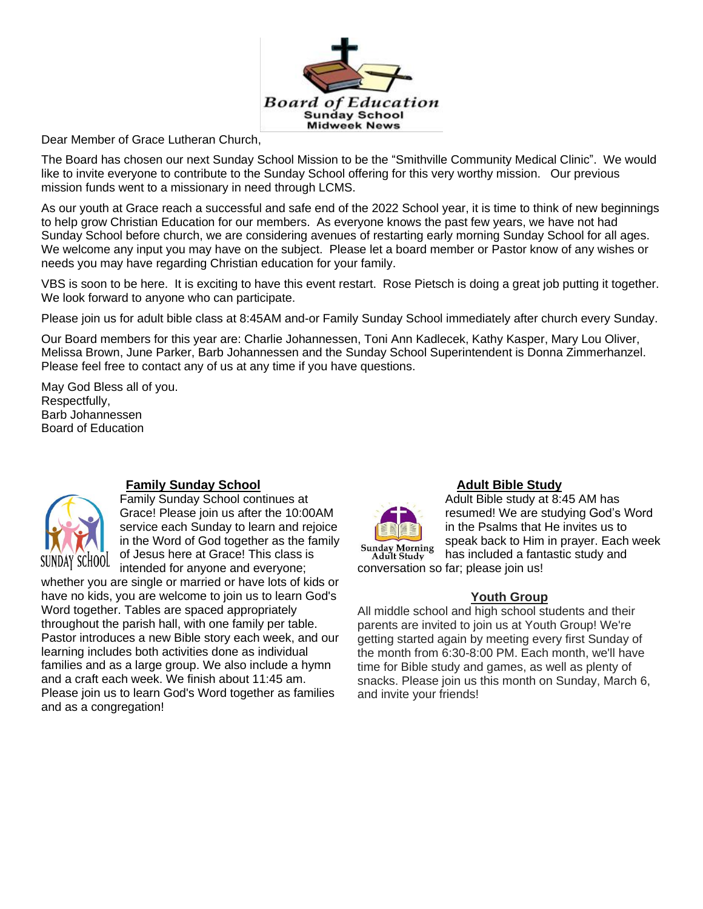**Board of Education**
**Sunday School**
**Midweek News**

Dear Member of Grace Lutheran Church,

The Board has chosen our next Sunday School Mission to be the "Smithville Community Medical Clinic". We would like to invite everyone to contribute to the Sunday School offering for this very worthy mission. Our previous mission funds went to a missionary in need through LCMS.

As our youth at Grace reach a successful and safe end of the 2022 School year, it is time to think of new beginnings to help grow Christian Education for our members. As everyone knows the past few years, we have not had Sunday School before church, we are considering avenues of restarting early morning Sunday School for all ages. We welcome any input you may have on the subject. Please let a board member or Pastor know of any wishes or needs you may have regarding Christian education for your family.

VBS is soon to be here. It is exciting to have this event restart. Rose Pietsch is doing a great job putting it together. We look forward to anyone who can participate.

Please join us for adult bible class at 8:45AM and-or Family Sunday School immediately after church every Sunday.

Our Board members for this year are: Charlie Johannessen, Toni Ann Kadlecek, Kathy Kasper, Mary Lou Oliver, Melissa Brown, June Parker, Barb Johannessen and the Sunday School Superintendent is Donna Zimmerhanzel. Please feel free to contact any of us at any time if you have questions.

May God Bless all of you.
Respectfully,
Barb Johannessen
Board of Education

## Family Sunday School

Family Sunday School continues at Grace! Please join us after the 10:00AM service each Sunday to learn and rejoice in the Word of God together as the family of Jesus here at Grace! This class is intended for anyone and everyone; whether you are single or married or have lots of kids or have no kids, you are welcome to join us to learn God's Word together. Tables are spaced appropriately throughout the parish hall, with one family per table. Pastor introduces a new Bible story each week, and our learning includes both activities done as individual families and as a large group. We also include a hymn and a craft each week. We finish about 11:45 am. Please join us to learn God's Word together as families and as a congregation!

## Adult Bible Study

Adult Bible study at 8:45 AM has resumed! We are studying God's Word in the Psalms that He invites us to speak back to Him in prayer. Each week has included a fantastic study and conversation so far; please join us!

## Youth Group

All middle school and high school students and their parents are invited to join us at Youth Group! We're getting started again by meeting every first Sunday of the month from 6:30-8:00 PM. Each month, we'll have time for Bible study and games, as well as plenty of snacks. Please join us this month on Sunday, March 6, and invite your friends!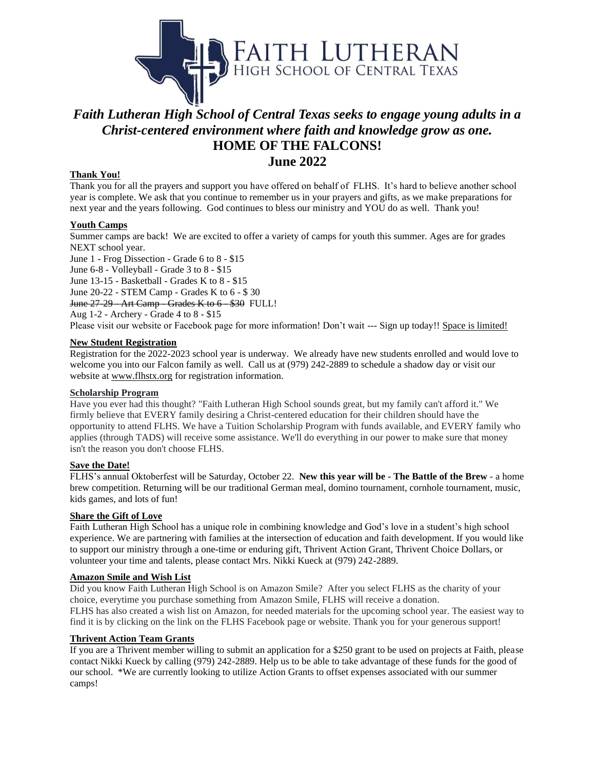# FAITH LUTHERAN
## HIGH SCHOOL OF CENTRAL TEXAS

***Faith Lutheran High School of Central Texas seeks to engage young adults in a Christ-centered environment where faith and knowledge grow as one.***

**HOME OF THE FALCONS!**

**June 2022**

### Thank You!

Thank you for all the prayers and support you have offered on behalf of FLHS. It's hard to believe another school year is complete. We ask that you continue to remember us in your prayers and gifts, as we make preparations for next year and the years following. God continues to bless our ministry and YOU do as well. Thank you!

### Youth Camps

Summer camps are back! We are excited to offer a variety of camps for youth this summer. Ages are for grades NEXT school year.

June 1 - Frog Dissection - Grade 6 to 8 - $15
June 6-8 - Volleyball - Grade 3 to 8 - $15
June 13-15 - Basketball - Grades K to 8 - $15
June 20-22 - STEM Camp - Grades K to 6 - $ 30
~~June 27-29 - Art Camp - Grades K to 6 - $30~~ FULL!
Aug 1-2 - Archery - Grade 4 to 8 - $15

Please visit our website or Facebook page for more information! Don't wait --- Sign up today!! Space is limited!

### New Student Registration

Registration for the 2022-2023 school year is underway. We already have new students enrolled and would love to welcome you into our Falcon family as well. Call us at (979) 242-2889 to schedule a shadow day or visit our website at www.flhstx.org for registration information.

### Scholarship Program

Have you ever had this thought? "Faith Lutheran High School sounds great, but my family can't afford it." We firmly believe that EVERY family desiring a Christ-centered education for their children should have the opportunity to attend FLHS. We have a Tuition Scholarship Program with funds available, and EVERY family who applies (through TADS) will receive some assistance. We'll do everything in our power to make sure that money isn't the reason you don't choose FLHS.

### Save the Date!

FLHS's annual Oktoberfest will be Saturday, October 22. **New this year will be - The Battle of the Brew** - a home brew competition. Returning will be our traditional German meal, domino tournament, cornhole tournament, music, kids games, and lots of fun!

### Share the Gift of Love

Faith Lutheran High School has a unique role in combining knowledge and God's love in a student's high school experience. We are partnering with families at the intersection of education and faith development. If you would like to support our ministry through a one-time or enduring gift, Thrivent Action Grant, Thrivent Choice Dollars, or volunteer your time and talents, please contact Mrs. Nikki Kueck at (979) 242-2889.

### Amazon Smile and Wish List

Did you know Faith Lutheran High School is on Amazon Smile? After you select FLHS as the charity of your choice, everytime you purchase something from Amazon Smile, FLHS will receive a donation.

FLHS has also created a wish list on Amazon, for needed materials for the upcoming school year. The easiest way to find it is by clicking on the link on the FLHS Facebook page or website. Thank you for your generous support!

### Thrivent Action Team Grants

If you are a Thrivent member willing to submit an application for a $250 grant to be used on projects at Faith, please contact Nikki Kueck by calling (979) 242-2889. Help us to be able to take advantage of these funds for the good of our school. *We are currently looking to utilize Action Grants to offset expenses associated with our summer camps!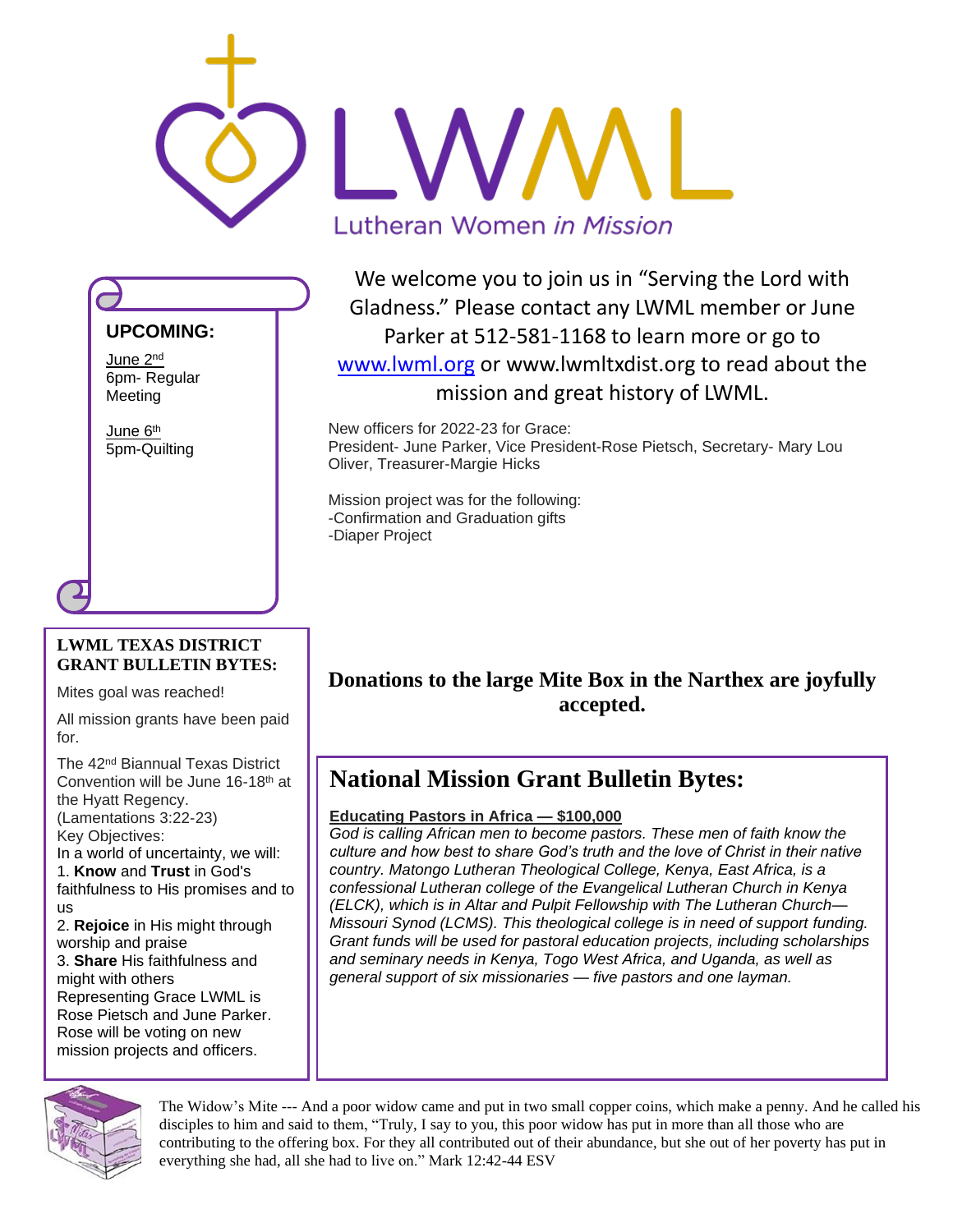# LWML

Lutheran Women *in Mission*

**UPCOMING:**

June 2nd
6pm- Regular Meeting

June 6th
5pm-Quilting

We welcome you to join us in "Serving the Lord with Gladness." Please contact any LWML member or June Parker at 512-581-1168 to learn more or go to www.lwml.org or www.lwmltxdist.org to read about the mission and great history of LWML.

New officers for 2022-23 for Grace:
President- June Parker, Vice President-Rose Pietsch, Secretary- Mary Lou Oliver, Treasurer-Margie Hicks

Mission project was for the following:
-Confirmation and Graduation gifts
-Diaper Project

## LWML TEXAS DISTRICT GRANT BULLETIN BYTES:

Mites goal was reached!

All mission grants have been paid for.

The 42nd Biannual Texas District Convention will be June 16-18th at the Hyatt Regency.
(Lamentations 3:22-23)
Key Objectives:
In a world of uncertainty, we will:
1. **Know** and **Trust** in God's faithfulness to His promises and to us
2. **Rejoice** in His might through worship and praise
3. **Share** His faithfulness and might with others
Representing Grace LWML is Rose Pietsch and June Parker. Rose will be voting on new mission projects and officers.

**Donations to the large Mite Box in the Narthex are joyfully accepted.**

## National Mission Grant Bulletin Bytes:

**Educating Pastors in Africa — $100,000**

*God is calling African men to become pastors. These men of faith know the culture and how best to share God's truth and the love of Christ in their native country. Matongo Lutheran Theological College, Kenya, East Africa, is a confessional Lutheran college of the Evangelical Lutheran Church in Kenya (ELCK), which is in Altar and Pulpit Fellowship with The Lutheran Church—Missouri Synod (LCMS). This theological college is in need of support funding. Grant funds will be used for pastoral education projects, including scholarships and seminary needs in Kenya, Togo West Africa, and Uganda, as well as general support of six missionaries — five pastors and one layman.*

The Widow's Mite --- And a poor widow came and put in two small copper coins, which make a penny. And he called his disciples to him and said to them, "Truly, I say to you, this poor widow has put in more than all those who are contributing to the offering box. For they all contributed out of their abundance, but she out of her poverty has put in everything she had, all she had to live on." Mark 12:42-44 ESV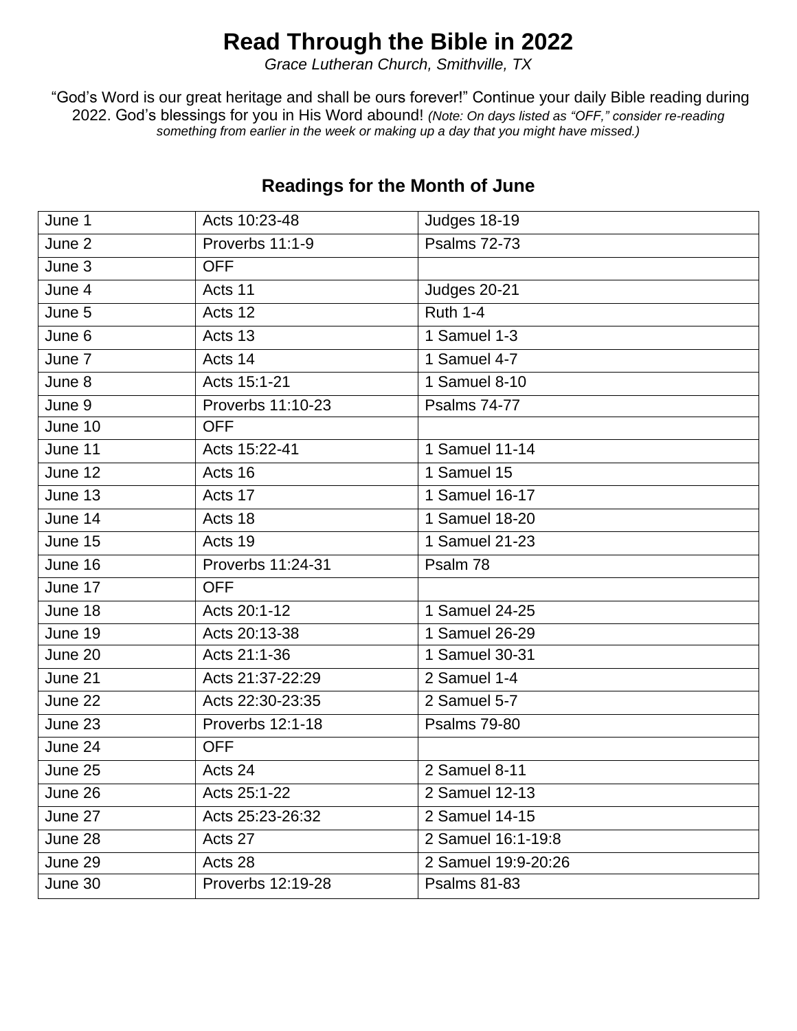# Read Through the Bible in 2022

*Grace Lutheran Church, Smithville, TX*

"God's Word is our great heritage and shall be ours forever!" Continue your daily Bible reading during 2022. God's blessings for you in His Word abound! *(Note: On days listed as "OFF," consider re-reading something from earlier in the week or making up a day that you might have missed.)*

## Readings for the Month of June

| | | |
|---|---|---|
| June 1 | Acts 10:23-48 | Judges 18-19 |
| June 2 | Proverbs 11:1-9 | Psalms 72-73 |
| June 3 | OFF | |
| June 4 | Acts 11 | Judges 20-21 |
| June 5 | Acts 12 | Ruth 1-4 |
| June 6 | Acts 13 | 1 Samuel 1-3 |
| June 7 | Acts 14 | 1 Samuel 4-7 |
| June 8 | Acts 15:1-21 | 1 Samuel 8-10 |
| June 9 | Proverbs 11:10-23 | Psalms 74-77 |
| June 10 | OFF | |
| June 11 | Acts 15:22-41 | 1 Samuel 11-14 |
| June 12 | Acts 16 | 1 Samuel 15 |
| June 13 | Acts 17 | 1 Samuel 16-17 |
| June 14 | Acts 18 | 1 Samuel 18-20 |
| June 15 | Acts 19 | 1 Samuel 21-23 |
| June 16 | Proverbs 11:24-31 | Psalm 78 |
| June 17 | OFF | |
| June 18 | Acts 20:1-12 | 1 Samuel 24-25 |
| June 19 | Acts 20:13-38 | 1 Samuel 26-29 |
| June 20 | Acts 21:1-36 | 1 Samuel 30-31 |
| June 21 | Acts 21:37-22:29 | 2 Samuel 1-4 |
| June 22 | Acts 22:30-23:35 | 2 Samuel 5-7 |
| June 23 | Proverbs 12:1-18 | Psalms 79-80 |
| June 24 | OFF | |
| June 25 | Acts 24 | 2 Samuel 8-11 |
| June 26 | Acts 25:1-22 | 2 Samuel 12-13 |
| June 27 | Acts 25:23-26:32 | 2 Samuel 14-15 |
| June 28 | Acts 27 | 2 Samuel 16:1-19:8 |
| June 29 | Acts 28 | 2 Samuel 19:9-20:26 |
| June 30 | Proverbs 12:19-28 | Psalms 81-83 |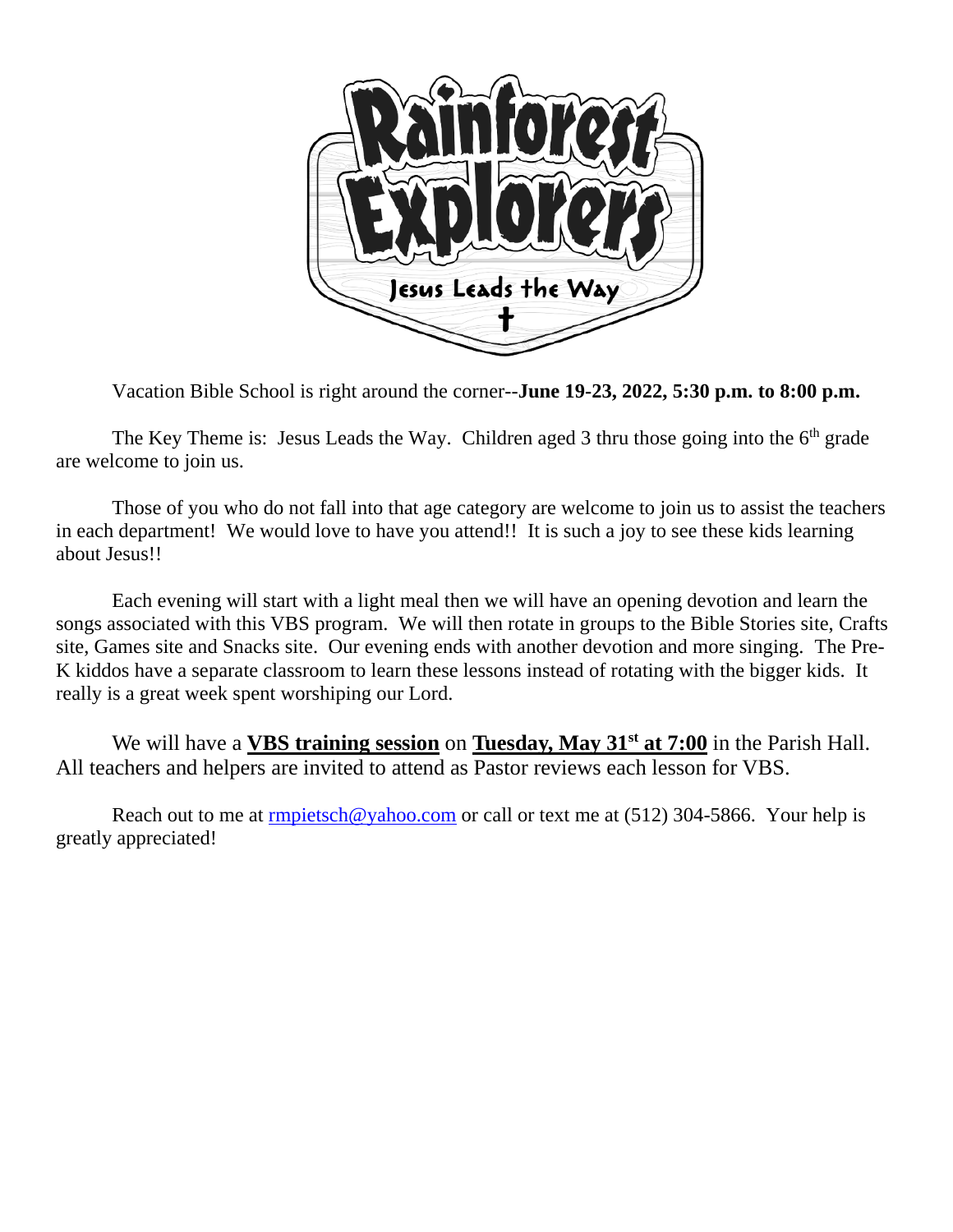Rainforest Explorers

Jesus Leads the Way

Vacation Bible School is right around the corner--**June 19-23, 2022, 5:30 p.m. to 8:00 p.m.**

The Key Theme is: Jesus Leads the Way. Children aged 3 thru those going into the 6th grade are welcome to join us.

Those of you who do not fall into that age category are welcome to join us to assist the teachers in each department! We would love to have you attend!! It is such a joy to see these kids learning about Jesus!!

Each evening will start with a light meal then we will have an opening devotion and learn the songs associated with this VBS program. We will then rotate in groups to the Bible Stories site, Crafts site, Games site and Snacks site. Our evening ends with another devotion and more singing. The Pre-K kiddos have a separate classroom to learn these lessons instead of rotating with the bigger kids. It really is a great week spent worshiping our Lord.

We will have a **VBS training session** on **Tuesday, May 31st at 7:00** in the Parish Hall. All teachers and helpers are invited to attend as Pastor reviews each lesson for VBS.

Reach out to me at rmpietsch@yahoo.com or call or text me at (512) 304-5866. Your help is greatly appreciated!